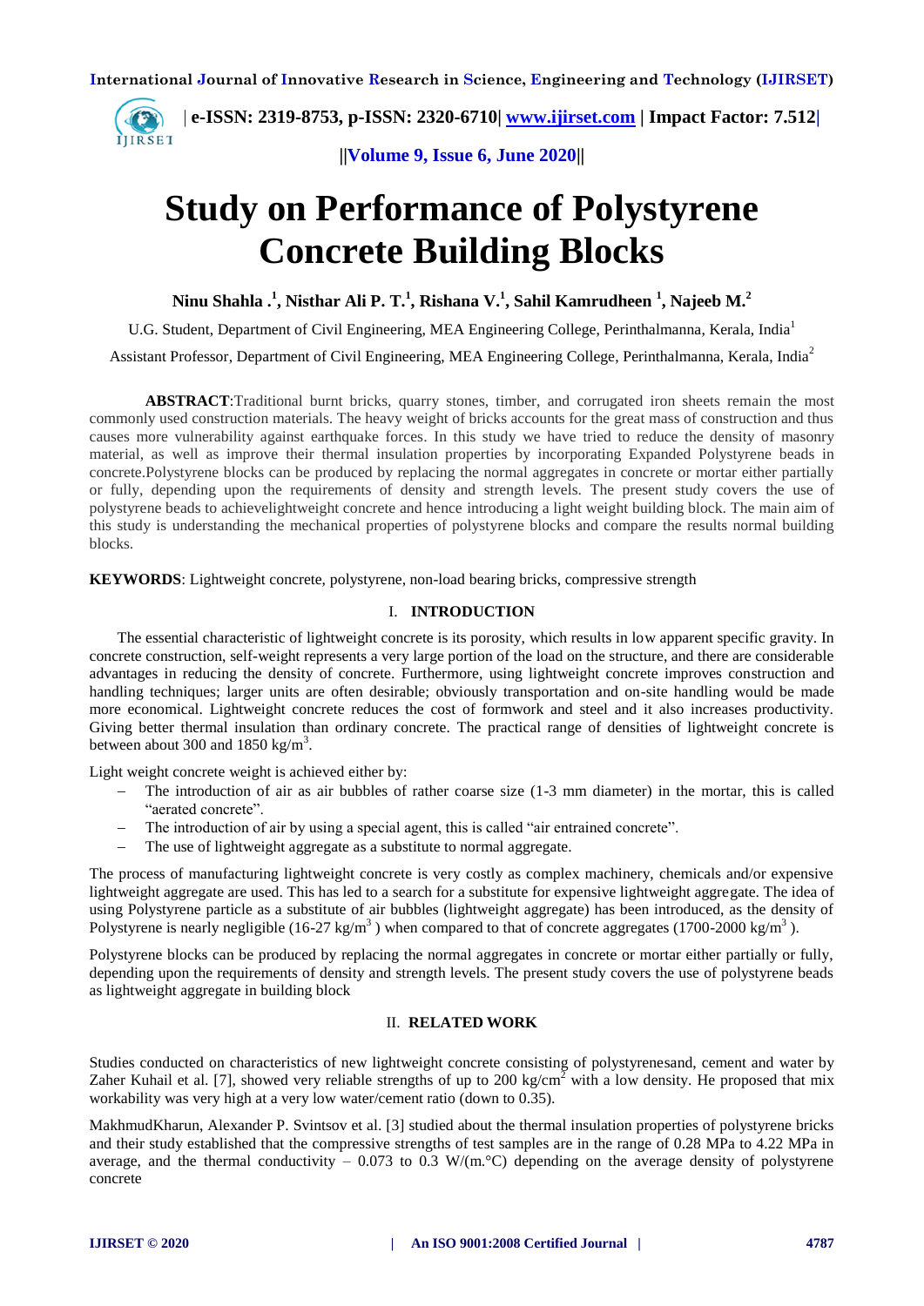# Study on Performance of Polystyrene Concrete Building Blocks

**Ninu Shahla .[1], Nisthar Ali P. T.[1], Rishana V.[1], Sahil Kamrudheen [1], Najeeb M.[2]**

U.G. Student, Department of Civil Engineering, MEA Engineering College, Perinthalmanna, Kerala, India[1]

Assistant Professor, Department of Civil Engineering, MEA Engineering College, Perinthalmanna, Kerala, India[2]

**ABSTRACT**:Traditional burnt bricks, quarry stones, timber, and corrugated iron sheets remain the most commonly used construction materials. The heavy weight of bricks accounts for the great mass of construction and thus causes more vulnerability against earthquake forces. In this study we have tried to reduce the density of masonry material, as well as improve their thermal insulation properties by incorporating Expanded Polystyrene beads in concrete.Polystyrene blocks can be produced by replacing the normal aggregates in concrete or mortar either partially or fully, depending upon the requirements of density and strength levels. The present study covers the use of polystyrene beads to achievelightweight concrete and hence introducing a light weight building block. The main aim of this study is understanding the mechanical properties of polystyrene blocks and compare the results normal building blocks.

**KEYWORDS**: Lightweight concrete, polystyrene, non-load bearing bricks, compressive strength

## I. INTRODUCTION

The essential characteristic of lightweight concrete is its porosity, which results in low apparent specific gravity. In concrete construction, self-weight represents a very large portion of the load on the structure, and there are considerable advantages in reducing the density of concrete. Furthermore, using lightweight concrete improves construction and handling techniques; larger units are often desirable; obviously transportation and on-site handling would be made more economical. Lightweight concrete reduces the cost of formwork and steel and it also increases productivity. Giving better thermal insulation than ordinary concrete. The practical range of densities of lightweight concrete is between about 300 and 1850 kg/m$^3$.

Light weight concrete weight is achieved either by:

- The introduction of air as air bubbles of rather coarse size (1-3 mm diameter) in the mortar, this is called "aerated concrete".
- The introduction of air by using a special agent, this is called "air entrained concrete".
- The use of lightweight aggregate as a substitute to normal aggregate.

The process of manufacturing lightweight concrete is very costly as complex machinery, chemicals and/or expensive lightweight aggregate are used. This has led to a search for a substitute for expensive lightweight aggregate. The idea of using Polystyrene particle as a substitute of air bubbles (lightweight aggregate) has been introduced, as the density of Polystyrene is nearly negligible (16-27 kg/m$^3$ ) when compared to that of concrete aggregates (1700-2000 kg/m$^3$ ).

Polystyrene blocks can be produced by replacing the normal aggregates in concrete or mortar either partially or fully, depending upon the requirements of density and strength levels. The present study covers the use of polystyrene beads as lightweight aggregate in building block

## II. RELATED WORK

Studies conducted on characteristics of new lightweight concrete consisting of polystyrenesand, cement and water by Zaher Kuhail et al. [7], showed very reliable strengths of up to 200 kg/cm$^2$ with a low density. He proposed that mix workability was very high at a very low water/cement ratio (down to 0.35).

MakhmudKharun, Alexander P. Svintsov et al. [3] studied about the thermal insulation properties of polystyrene bricks and their study established that the compressive strengths of test samples are in the range of 0.28 MPa to 4.22 MPa in average, and the thermal conductivity – 0.073 to 0.3 W/(m.°C) depending on the average density of polystyrene concrete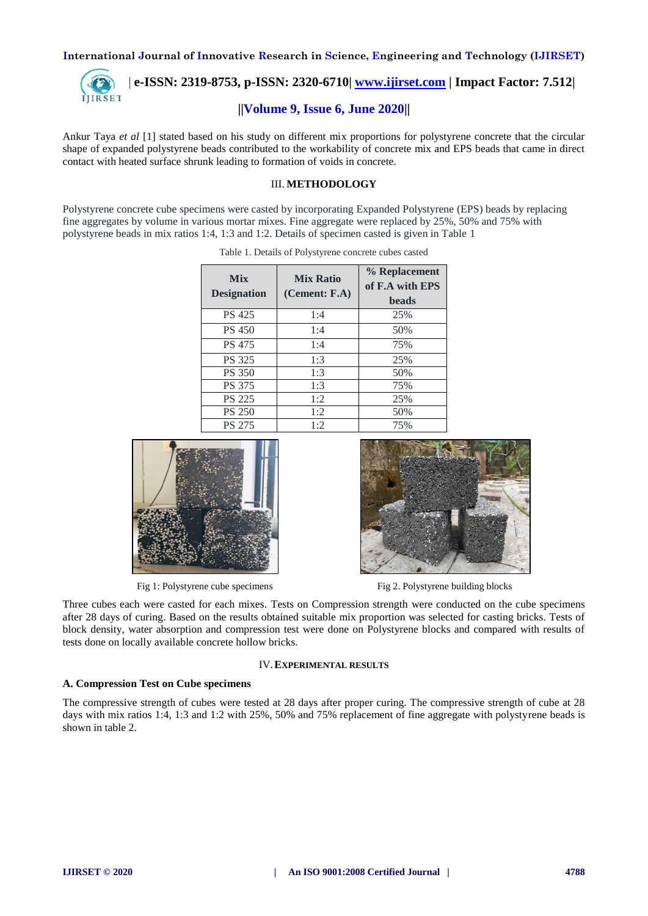Ankur Taya *et al* [1] stated based on his study on different mix proportions for polystyrene concrete that the circular shape of expanded polystyrene beads contributed to the workability of concrete mix and EPS beads that came in direct contact with heated surface shrunk leading to formation of voids in concrete.

## III. METHODOLOGY

Polystyrene concrete cube specimens were casted by incorporating Expanded Polystyrene (EPS) beads by replacing fine aggregates by volume in various mortar mixes. Fine aggregate were replaced by 25%, 50% and 75% with polystyrene beads in mix ratios 1:4, 1:3 and 1:2. Details of specimen casted is given in Table 1

Table 1. Details of Polystyrene concrete cubes casted

| Mix Designation | Mix Ratio (Cement: F.A) | % Replacement of F.A with EPS beads |
|---|---|---|
| PS 425 | 1:4 | 25% |
| PS 450 | 1:4 | 50% |
| PS 475 | 1:4 | 75% |
| PS 325 | 1:3 | 25% |
| PS 350 | 1:3 | 50% |
| PS 375 | 1:3 | 75% |
| PS 225 | 1:2 | 25% |
| PS 250 | 1:2 | 50% |
| PS 275 | 1:2 | 75% |

Fig 1: Polystyrene cube specimens

Fig 2. Polystyrene building blocks

Three cubes each were casted for each mixes. Tests on Compression strength were conducted on the cube specimens after 28 days of curing. Based on the results obtained suitable mix proportion was selected for casting bricks. Tests of block density, water absorption and compression test were done on Polystyrene blocks and compared with results of tests done on locally available concrete hollow bricks.

## IV. EXPERIMENTAL RESULTS

### A. Compression Test on Cube specimens

The compressive strength of cubes were tested at 28 days after proper curing. The compressive strength of cube at 28 days with mix ratios 1:4, 1:3 and 1:2 with 25%, 50% and 75% replacement of fine aggregate with polystyrene beads is shown in table 2.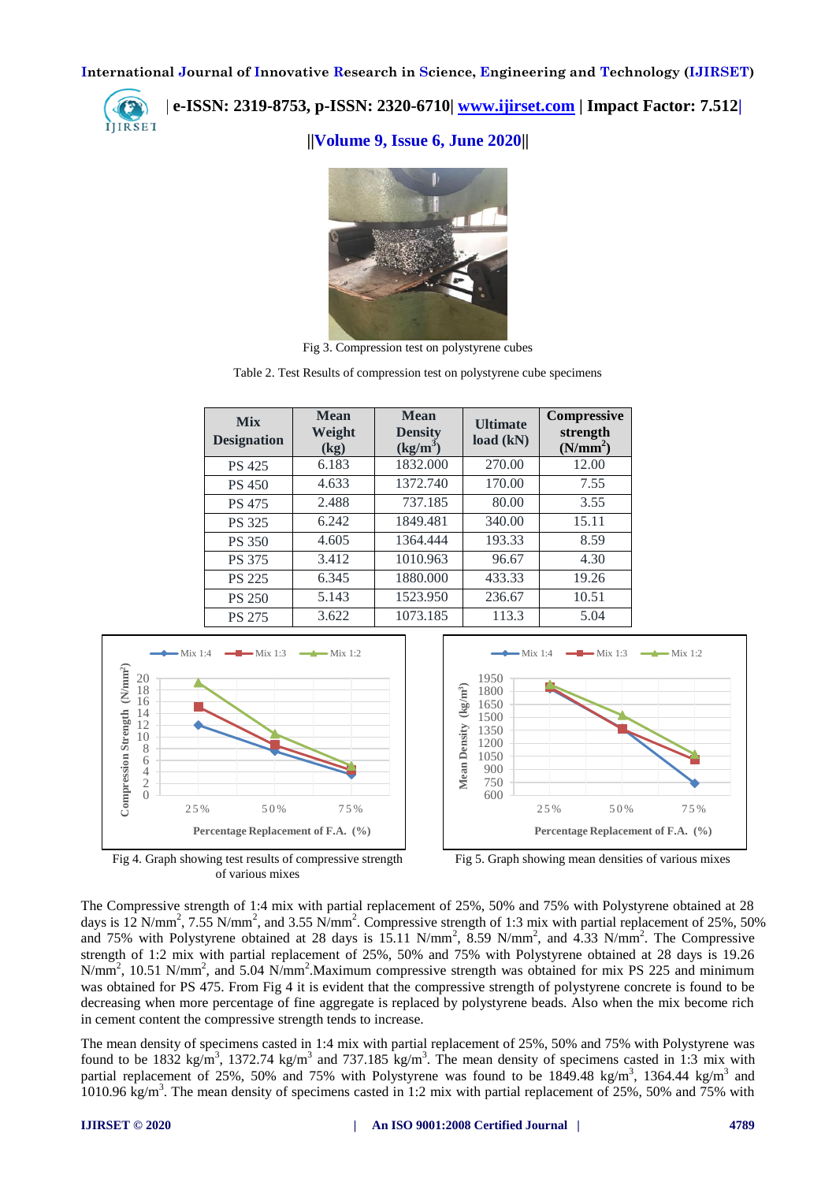Fig 3. Compression test on polystyrene cubes

Table 2. Test Results of compression test on polystyrene cube specimens

| Mix Designation | Mean Weight (kg) | Mean Density ($kg/m^3$) | Ultimate load (kN) | Compressive strength ($N/mm^2$) |
|---|---|---|---|---|
| PS 425 | 6.183 | 1832.000 | 270.00 | 12.00 |
| PS 450 | 4.633 | 1372.740 | 170.00 | 7.55 |
| PS 475 | 2.488 | 737.185 | 80.00 | 3.55 |
| PS 325 | 6.242 | 1849.481 | 340.00 | 15.11 |
| PS 350 | 4.605 | 1364.444 | 193.33 | 8.59 |
| PS 375 | 3.412 | 1010.963 | 96.67 | 4.30 |
| PS 225 | 6.345 | 1880.000 | 433.33 | 19.26 |
| PS 250 | 5.143 | 1523.950 | 236.67 | 10.51 |
| PS 275 | 3.622 | 1073.185 | 113.3 | 5.04 |

Fig 4. Graph showing test results of compressive strength of various mixes

Fig 5. Graph showing mean densities of various mixes

The Compressive strength of 1:4 mix with partial replacement of 25%, 50% and 75% with Polystyrene obtained at 28 days is 12 $N/mm^2$, 7.55 $N/mm^2$, and 3.55 $N/mm^2$. Compressive strength of 1:3 mix with partial replacement of 25%, 50% and 75% with Polystyrene obtained at 28 days is 15.11 $N/mm^2$, 8.59 $N/mm^2$, and 4.33 $N/mm^2$. The Compressive strength of 1:2 mix with partial replacement of 25%, 50% and 75% with Polystyrene obtained at 28 days is 19.26 $N/mm^2$, 10.51 $N/mm^2$, and 5.04 $N/mm^2$.Maximum compressive strength was obtained for mix PS 225 and minimum was obtained for PS 475. From Fig 4 it is evident that the compressive strength of polystyrene concrete is found to be decreasing when more percentage of fine aggregate is replaced by polystyrene beads. Also when the mix become rich in cement content the compressive strength tends to increase.

The mean density of specimens casted in 1:4 mix with partial replacement of 25%, 50% and 75% with Polystyrene was found to be 1832 $kg/m^3$, 1372.74 $kg/m^3$ and 737.185 $kg/m^3$. The mean density of specimens casted in 1:3 mix with partial replacement of 25%, 50% and 75% with Polystyrene was found to be 1849.48 $kg/m^3$, 1364.44 $kg/m^3$ and 1010.96 $kg/m^3$. The mean density of specimens casted in 1:2 mix with partial replacement of 25%, 50% and 75% with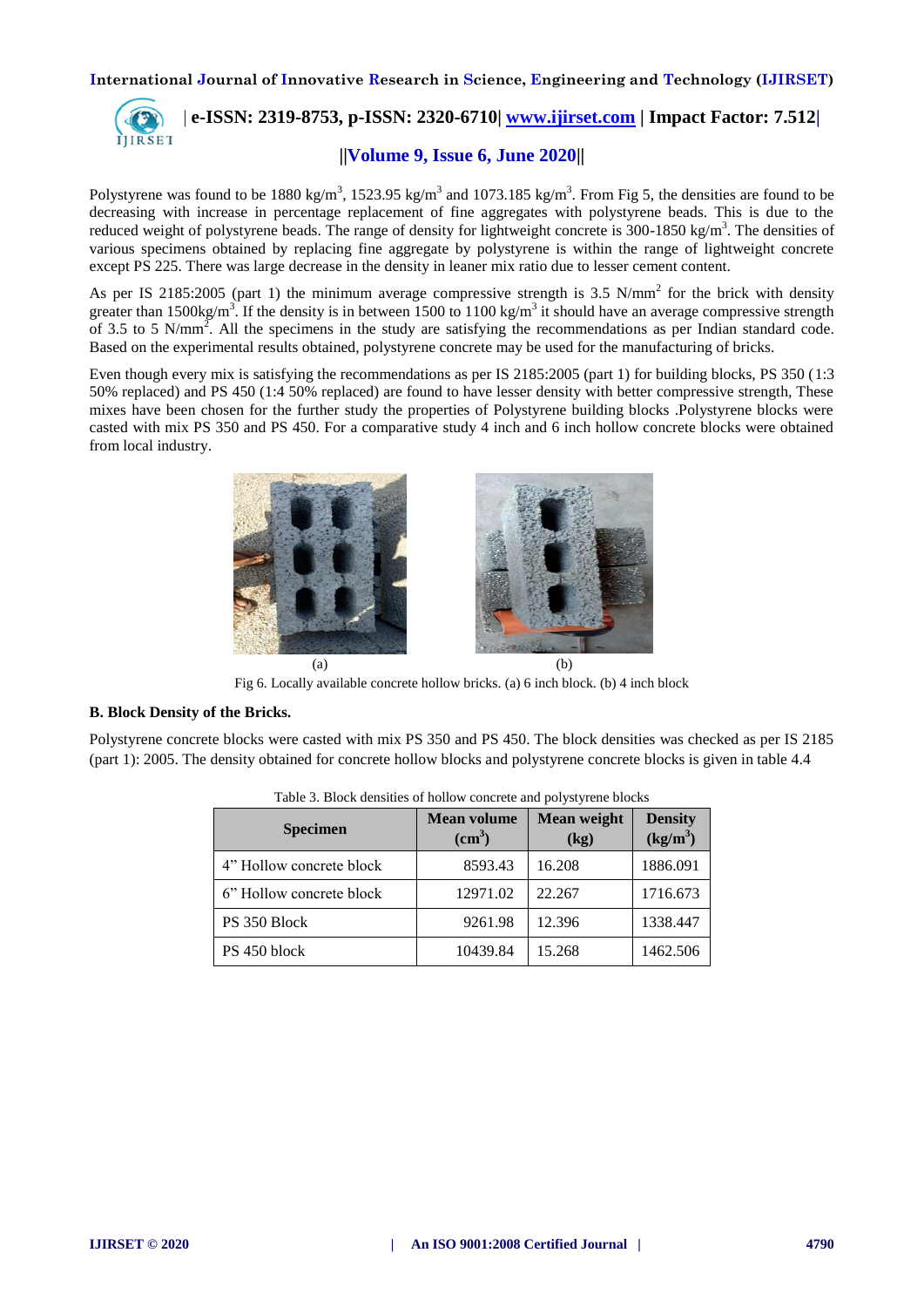Polystyrene was found to be 1880 kg/m$^3$, 1523.95 kg/m$^3$ and 1073.185 kg/m$^3$. From Fig 5, the densities are found to be decreasing with increase in percentage replacement of fine aggregates with polystyrene beads. This is due to the reduced weight of polystyrene beads. The range of density for lightweight concrete is 300-1850 kg/m$^3$. The densities of various specimens obtained by replacing fine aggregate by polystyrene is within the range of lightweight concrete except PS 225. There was large decrease in the density in leaner mix ratio due to lesser cement content.

As per IS 2185:2005 (part 1) the minimum average compressive strength is 3.5 N/mm$^2$ for the brick with density greater than 1500kg/m$^3$. If the density is in between 1500 to 1100 kg/m$^3$ it should have an average compressive strength of 3.5 to 5 N/mm$^2$. All the specimens in the study are satisfying the recommendations as per Indian standard code. Based on the experimental results obtained, polystyrene concrete may be used for the manufacturing of bricks.

Even though every mix is satisfying the recommendations as per IS 2185:2005 (part 1) for building blocks, PS 350 (1:3 50% replaced) and PS 450 (1:4 50% replaced) are found to have lesser density with better compressive strength, These mixes have been chosen for the further study the properties of Polystyrene building blocks .Polystyrene blocks were casted with mix PS 350 and PS 450. For a comparative study 4 inch and 6 inch hollow concrete blocks were obtained from local industry.

(a) (b)

Fig 6. Locally available concrete hollow bricks. (a) 6 inch block. (b) 4 inch block

**B. Block Density of the Bricks.**

Polystyrene concrete blocks were casted with mix PS 350 and PS 450. The block densities was checked as per IS 2185 (part 1): 2005. The density obtained for concrete hollow blocks and polystyrene concrete blocks is given in table 4.4

Table 3. Block densities of hollow concrete and polystyrene blocks

| Specimen | Mean volume (cm$^3$) | Mean weight (kg) | Density (kg/m$^3$) |
|---|---|---|---|
| 4" Hollow concrete block | 8593.43 | 16.208 | 1886.091 |
| 6" Hollow concrete block | 12971.02 | 22.267 | 1716.673 |
| PS 350 Block | 9261.98 | 12.396 | 1338.447 |
| PS 450 block | 10439.84 | 15.268 | 1462.506 |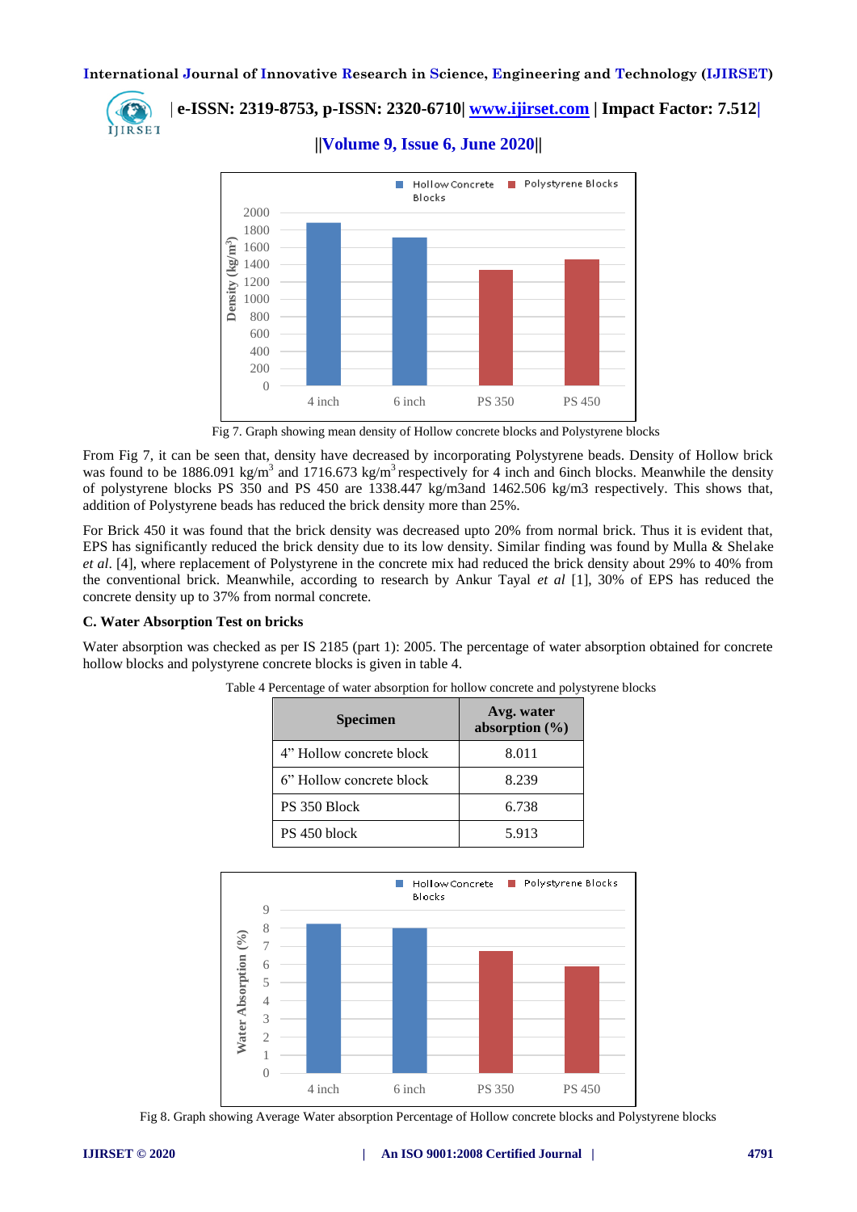Fig 7. Graph showing mean density of Hollow concrete blocks and Polystyrene blocks

From Fig 7, it can be seen that, density have decreased by incorporating Polystyrene beads. Density of Hollow brick was found to be 1886.091 kg/m$^3$ and 1716.673 kg/m$^3$ respectively for 4 inch and 6inch blocks. Meanwhile the density of polystyrene blocks PS 350 and PS 450 are 1338.447 kg/m3and 1462.506 kg/m3 respectively. This shows that, addition of Polystyrene beads has reduced the brick density more than 25%.

For Brick 450 it was found that the brick density was decreased upto 20% from normal brick. Thus it is evident that, EPS has significantly reduced the brick density due to its low density. Similar finding was found by Mulla & Shelake *et al*. [4], where replacement of Polystyrene in the concrete mix had reduced the brick density about 29% to 40% from the conventional brick. Meanwhile, according to research by Ankur Tayal *et al* [1], 30% of EPS has reduced the concrete density up to 37% from normal concrete.

### C. Water Absorption Test on bricks

Water absorption was checked as per IS 2185 (part 1): 2005. The percentage of water absorption obtained for concrete hollow blocks and polystyrene concrete blocks is given in table 4.

Table 4 Percentage of water absorption for hollow concrete and polystyrene blocks

| Specimen | Avg. water absorption (%) |
|---|---|
| 4" Hollow concrete block | 8.011 |
| 6" Hollow concrete block | 8.239 |
| PS 350 Block | 6.738 |
| PS 450 block | 5.913 |

Fig 8. Graph showing Average Water absorption Percentage of Hollow concrete blocks and Polystyrene blocks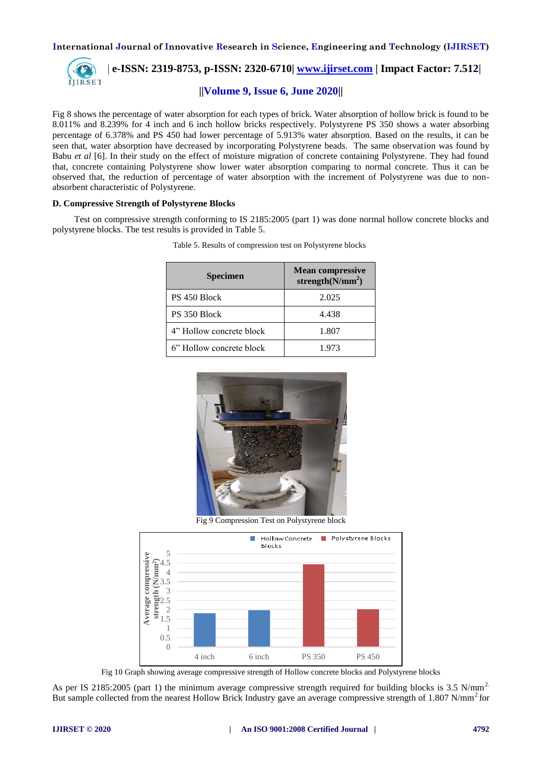Fig 8 shows the percentage of water absorption for each types of brick. Water absorption of hollow brick is found to be 8.011% and 8.239% for 4 inch and 6 inch hollow bricks respectively. Polystyrene PS 350 shows a water absorbing percentage of 6.378% and PS 450 had lower percentage of 5.913% water absorption. Based on the results, it can be seen that, water absorption have decreased by incorporating Polystyrene beads. The same observation was found by Babu *et al* [6]. In their study on the effect of moisture migration of concrete containing Polystyrene. They had found that, concrete containing Polystyrene show lower water absorption comparing to normal concrete. Thus it can be observed that, the reduction of percentage of water absorption with the increment of Polystyrene was due to non-absorbent characteristic of Polystyrene.

**D. Compressive Strength of Polystyrene Blocks**

Test on compressive strength conforming to IS 2185:2005 (part 1) was done normal hollow concrete blocks and polystyrene blocks. The test results is provided in Table 5.

Table 5. Results of compression test on Polystyrene blocks

| Specimen | Mean compressive strength(N/mm$^2$) |
|---|---|
| PS 450 Block | 2.025 |
| PS 350 Block | 4.438 |
| 4" Hollow concrete block | 1.807 |
| 6" Hollow concrete block | 1.973 |

Fig 9 Compression Test on Polystyrene block

Fig 10 Graph showing average compressive strength of Hollow concrete blocks and Polystyrene blocks

As per IS 2185:2005 (part 1) the minimum average compressive strength required for building blocks is 3.5 N/mm$^2$. But sample collected from the nearest Hollow Brick Industry gave an average compressive strength of 1.807 N/mm$^2$ for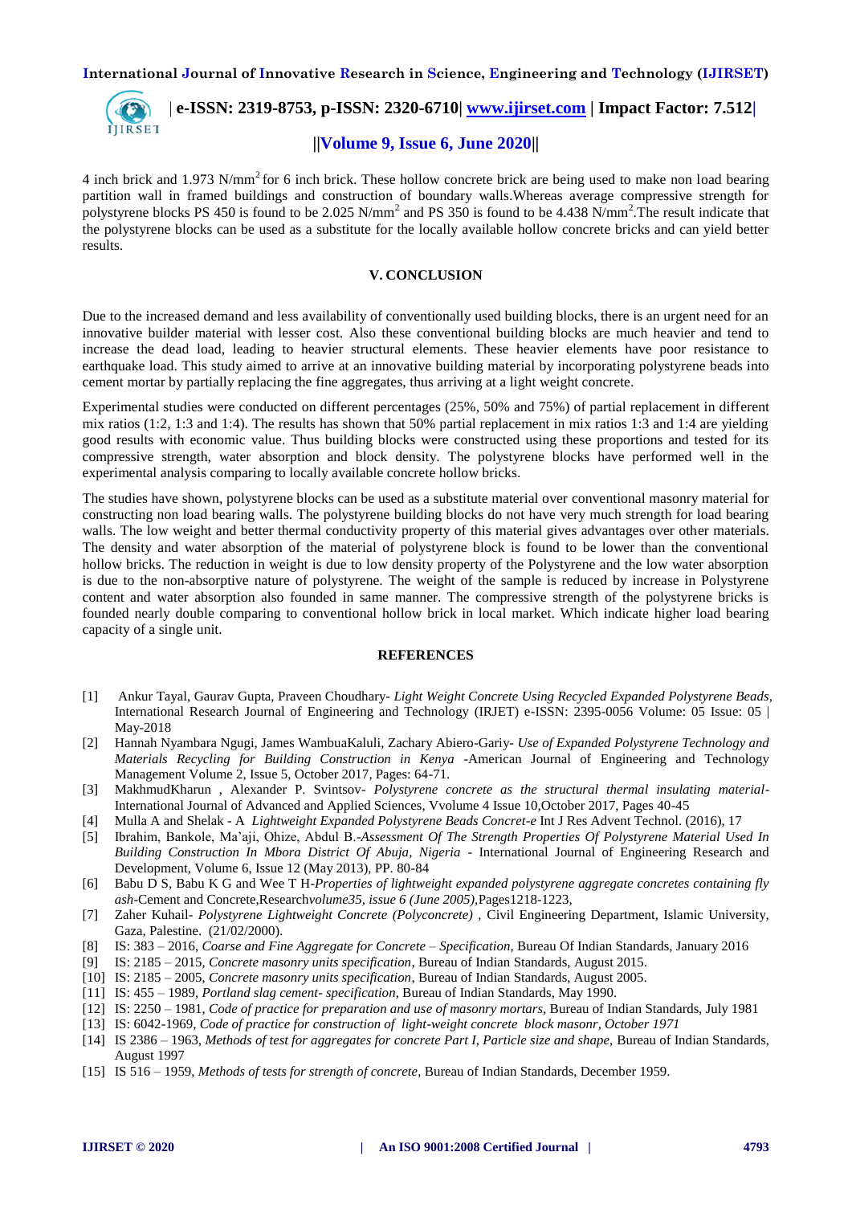4 inch brick and 1.973 $N/mm^2$ for 6 inch brick. These hollow concrete brick are being used to make non load bearing partition wall in framed buildings and construction of boundary walls.Whereas average compressive strength for polystyrene blocks PS 450 is found to be 2.025 $N/mm^2$ and PS 350 is found to be 4.438 $N/mm^2$.The result indicate that the polystyrene blocks can be used as a substitute for the locally available hollow concrete bricks and can yield better results.

## V. CONCLUSION

Due to the increased demand and less availability of conventionally used building blocks, there is an urgent need for an innovative builder material with lesser cost. Also these conventional building blocks are much heavier and tend to increase the dead load, leading to heavier structural elements. These heavier elements have poor resistance to earthquake load. This study aimed to arrive at an innovative building material by incorporating polystyrene beads into cement mortar by partially replacing the fine aggregates, thus arriving at a light weight concrete.

Experimental studies were conducted on different percentages (25%, 50% and 75%) of partial replacement in different mix ratios (1:2, 1:3 and 1:4). The results has shown that 50% partial replacement in mix ratios 1:3 and 1:4 are yielding good results with economic value. Thus building blocks were constructed using these proportions and tested for its compressive strength, water absorption and block density. The polystyrene blocks have performed well in the experimental analysis comparing to locally available concrete hollow bricks.

The studies have shown, polystyrene blocks can be used as a substitute material over conventional masonry material for constructing non load bearing walls. The polystyrene building blocks do not have very much strength for load bearing walls. The low weight and better thermal conductivity property of this material gives advantages over other materials. The density and water absorption of the material of polystyrene block is found to be lower than the conventional hollow bricks. The reduction in weight is due to low density property of the Polystyrene and the low water absorption is due to the non-absorptive nature of polystyrene. The weight of the sample is reduced by increase in Polystyrene content and water absorption also founded in same manner. The compressive strength of the polystyrene bricks is founded nearly double comparing to conventional hollow brick in local market. Which indicate higher load bearing capacity of a single unit.

## REFERENCES

[1] Ankur Tayal, Gaurav Gupta, Praveen Choudhary- *Light Weight Concrete Using Recycled Expanded Polystyrene Beads*, International Research Journal of Engineering and Technology (IRJET) e-ISSN: 2395-0056 Volume: 05 Issue: 05 | May-2018

[2] Hannah Nyambara Ngugi, James WambuaKaluli, Zachary Abiero-Gariy- *Use of Expanded Polystyrene Technology and Materials Recycling for Building Construction in Kenya* -American Journal of Engineering and Technology Management Volume 2, Issue 5, October 2017, Pages: 64-71.

[3] MakhmudKharun , Alexander P. Svintsov- *Polystyrene concrete as the structural thermal insulating material*- International Journal of Advanced and Applied Sciences, Vvolume 4 Issue 10,October 2017, Pages 40-45

[4] Mulla A and Shelak - A *Lightweight Expanded Polystyrene Beads Concret-e* Int J Res Advent Technol. (2016), 17

[5] Ibrahim, Bankole, Ma'aji, Ohize, Abdul B.-*Assessment Of The Strength Properties Of Polystyrene Material Used In Building Construction In Mbora District Of Abuja, Nigeria* - International Journal of Engineering Research and Development, Volume 6, Issue 12 (May 2013), PP. 80-84

[6] Babu D S, Babu K G and Wee T H-*Properties of lightweight expanded polystyrene aggregate concretes containing fly ash*-Cement and Concrete,Research*volume35, issue 6 (June 2005),*Pages1218-1223,

[7] Zaher Kuhail- *Polystyrene Lightweight Concrete (Polyconcrete)* , Civil Engineering Department, Islamic University, Gaza, Palestine. (21/02/2000).

[8] IS: 383 – 2016, *Coarse and Fine Aggregate for Concrete – Specification*, Bureau Of Indian Standards, January 2016

[9] IS: 2185 – 2015, *Concrete masonry units specification*, Bureau of Indian Standards, August 2015.

[10] IS: 2185 – 2005, *Concrete masonry units specification*, Bureau of Indian Standards, August 2005.

[11] IS: 455 – 1989, *Portland slag cement- specification*, Bureau of Indian Standards, May 1990.

[12] IS: 2250 – 1981, *Code of practice for preparation and use of masonry mortars*, Bureau of Indian Standards, July 1981

[13] IS: 6042-1969, *Code of practice for construction of light-weight concrete block masonr, October 1971*

[14] IS 2386 – 1963, *Methods of test for aggregates for concrete Part I, Particle size and shape*, Bureau of Indian Standards, August 1997

[15] IS 516 – 1959, *Methods of tests for strength of concrete*, Bureau of Indian Standards, December 1959.